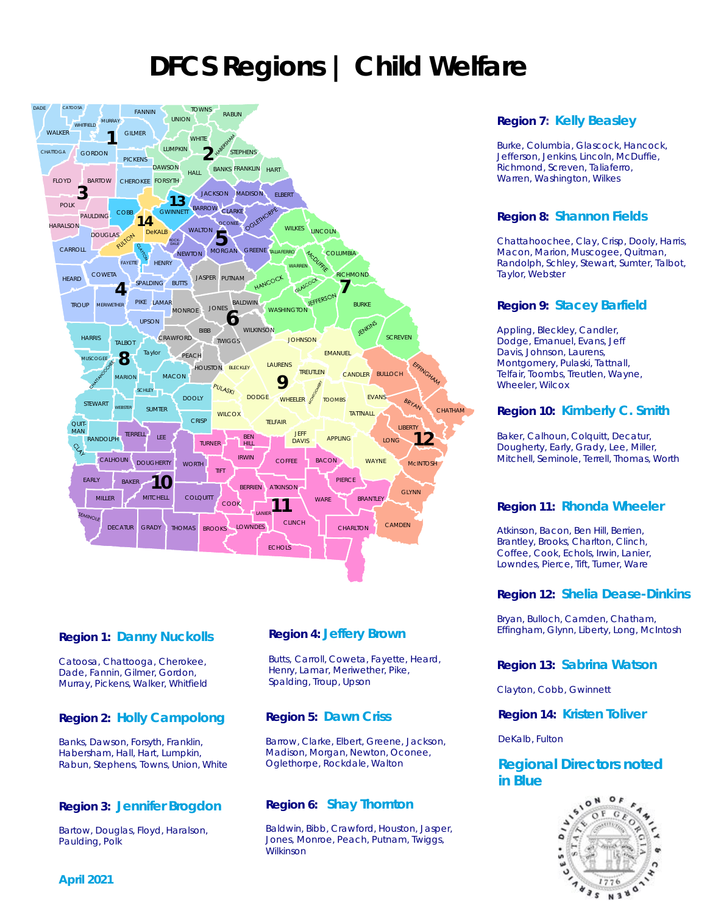# DFCS Regions | Child Welfare

### Region 1: Danny Nuckolls

Catoosa, Chattooga, Cherokee, Dade, Fannin, Gilmer, Gordon, Murray, Pickens, Walker, Whitfield

### Region 2: Holly Campolong

Banks, Dawson, Forsyth, Franklin, Habersham, Hall, Hart, Lumpkin, Rabun, Stephens, Towns, Union, White

### Region 3: Jennifer Brogdon

Bartow, Douglas, Floyd, Haralson, Paulding, Polk

### Region 4: Jeffery Brown

Butts, Carroll, Coweta, Fayette, Heard, Henry, Lamar, Meriwether, Pike, Spalding, Troup, Upson

### Region 5: Dawn Criss

Barrow, Clarke, Elbert, Greene, Jackson, Madison, Morgan, Newton, Oconee, Oglethorpe, Rockdale, Walton

### Region 6: Shay Thornton

Baldwin, Bibb, Crawford, Houston, Jasper, Jones, Monroe, Peach, Putnam, Twiggs, Wilkinson

### Region 7: Kelly Beasley

Burke, Columbia, Glascock, Hancock, Jefferson, Jenkins, Lincoln, McDuffie, Richmond, Screven, Taliaferro, Warren, Washington, Wilkes

### Region 8: Shannon Fields

Chattahoochee, Clay, Crisp, Dooly, Harris, Macon, Marion, Muscogee, Quitman, Randolph, Schley, Stewart, Sumter, Talbot, Taylor, Webster

### Region 9: Stacey Barfield

Appling, Bleckley, Candler, Dodge, Emanuel, Evans, Jeff Davis, Johnson, Laurens, Montgomery, Pulaski, Tattnall, Telfair, Toombs, Treutlen, Wayne, Wheeler, Wilcox

### Region 10: Kimberly C. Smith

Baker, Calhoun, Colquitt, Decatur, Dougherty, Early, Grady, Lee, Miller, Mitchell, Seminole, Terrell, Thomas, Worth

### Region 11: Rhonda Wheeler

Atkinson, Bacon, Ben Hill, Berrien, Brantley, Brooks, Charlton, Clinch, Coffee, Cook, Echols, Irwin, Lanier, Lowndes, Pierce, Tift, Turner, Ware

### Region 12: Shelia Dease-Dinkins

Bryan, Bulloch, Camden, Chatham, Effingham, Glynn, Liberty, Long, McIntosh

### Region 13: Sabrina Watson

Clayton, Cobb, Gwinnett

### Region 14: Kristen Toliver

DeKalb, Fulton

**Regional Directors noted in Blue**

April 2021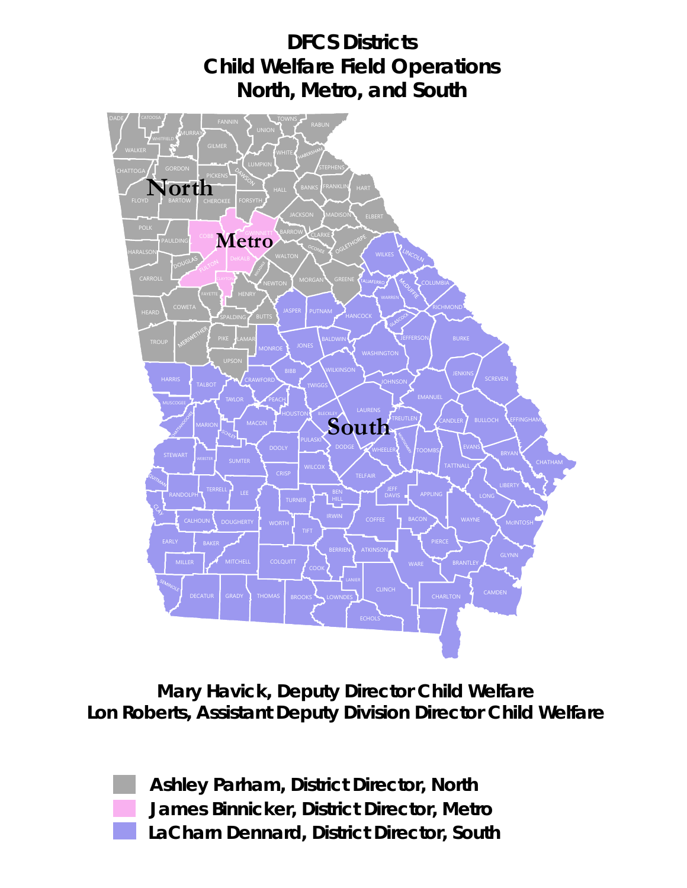# DFCS Districts
## Child Welfare Field Operations
## North, Metro, and South

North

Metro

South

DADE CATOOSA WHITFIELD MURRAY FANNIN UNION TOWNS RABUN WALKER GILMER WHITE HABERSHAM CHATTOOGA GORDON LUMPKIN STEPHENS PICKENS DAWSON FLOYD BARTOW CHEROKEE FORSYTH HALL BANKS FRANKLIN HART POLK PAULDING COBB GWINNETT JACKSON MADISON ELBERT BARROW CLARKE HARALSON DOUGLAS DeKALB WALTON OCONEE OGLETHORPE WILKES LINCOLN FULTON ROCKDALE CARROLL CLAYTON NEWTON MORGAN GREENE TALIAFERRO McDUFFIE COLUMBIA FAYETTE HENRY WARREN COWETA HEARD SPALDING BUTTS JASPER PUTNAM HANCOCK RICHMOND GLASCOCK MERIWETHER PIKE LAMAR JEFFERSON TROUP BALDWIN JONES MONROE WASHINGTON BURKE UPSON HARRIS BIBB WILKINSON TALBOT CRAWFORD JOHNSON JENKINS SCREVEN TWIGGS MUSCOGEE TAYLOR PEACH EMANUEL CHATTAHOOCHEE MARION HOUSTON BLECKLEY LAURENS TREUTLEN MACON CANDLER BULLOCH EFFINGHAM SCHLEY PULASKI DODGE WHEELER MONTGOMERY TOOMBS STEWART DOOLY EVANS BRYAN WEBSTER SUMTER CRISP WILCOX TELFAIR TATTNALL CHATHAM QUITMAN TERRELL LEE TURNER BEN HILL JEFF DAVIS APPLING LIBERTY RANDOLPH LONG CLAY IRWIN CALHOUN DOUGHERTY WORTH COFFEE BACON WAYNE McINTOSH TIFT EARLY BAKER BERRIEN ATKINSON PIERCE MILLER MITCHELL COLQUITT COOK WARE BRANTLEY GLYNN LANIER SEMINOLE CLINCH CAMDEN DECATUR GRADY THOMAS BROOKS LOWNDES CHARLTON ECHOLS

**Mary Havick, Deputy Director Child Welfare**
**Lon Roberts, Assistant Deputy Division Director Child Welfare**

- **Ashley Parham, District Director, North**
- **James Binnicker, District Director, Metro**
- **LaCharn Dennard, District Director, South**